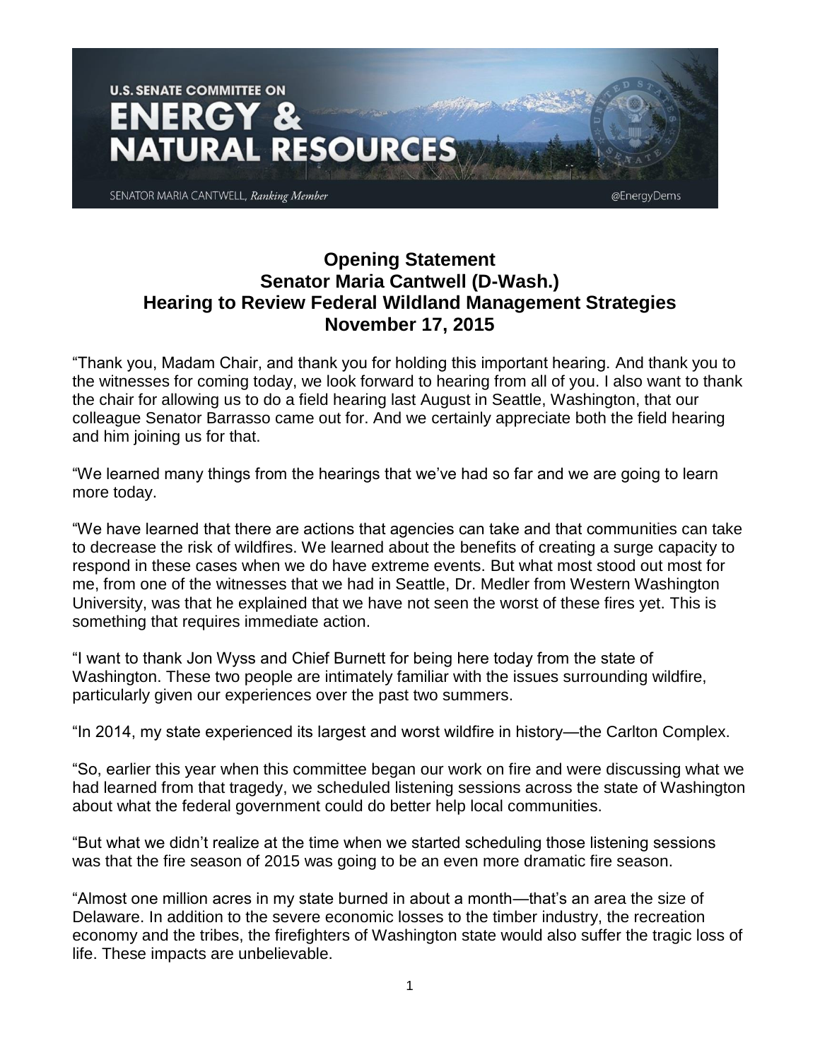U.S. SENATE COMMITTEE ON
# ENERGY & NATURAL RESOURCES

SENATOR MARIA CANTWELL, *Ranking Member*

@EnergyDems

## Opening Statement
## Senator Maria Cantwell (D-Wash.)
## Hearing to Review Federal Wildland Management Strategies
## November 17, 2015

"Thank you, Madam Chair, and thank you for holding this important hearing. And thank you to the witnesses for coming today, we look forward to hearing from all of you. I also want to thank the chair for allowing us to do a field hearing last August in Seattle, Washington, that our colleague Senator Barrasso came out for. And we certainly appreciate both the field hearing and him joining us for that.

"We learned many things from the hearings that we've had so far and we are going to learn more today.

"We have learned that there are actions that agencies can take and that communities can take to decrease the risk of wildfires. We learned about the benefits of creating a surge capacity to respond in these cases when we do have extreme events. But what most stood out most for me, from one of the witnesses that we had in Seattle, Dr. Medler from Western Washington University, was that he explained that we have not seen the worst of these fires yet. This is something that requires immediate action.

"I want to thank Jon Wyss and Chief Burnett for being here today from the state of Washington. These two people are intimately familiar with the issues surrounding wildfire, particularly given our experiences over the past two summers.

"In 2014, my state experienced its largest and worst wildfire in history—the Carlton Complex.

"So, earlier this year when this committee began our work on fire and were discussing what we had learned from that tragedy, we scheduled listening sessions across the state of Washington about what the federal government could do better help local communities.

"But what we didn't realize at the time when we started scheduling those listening sessions was that the fire season of 2015 was going to be an even more dramatic fire season.

"Almost one million acres in my state burned in about a month—that's an area the size of Delaware. In addition to the severe economic losses to the timber industry, the recreation economy and the tribes, the firefighters of Washington state would also suffer the tragic loss of life. These impacts are unbelievable.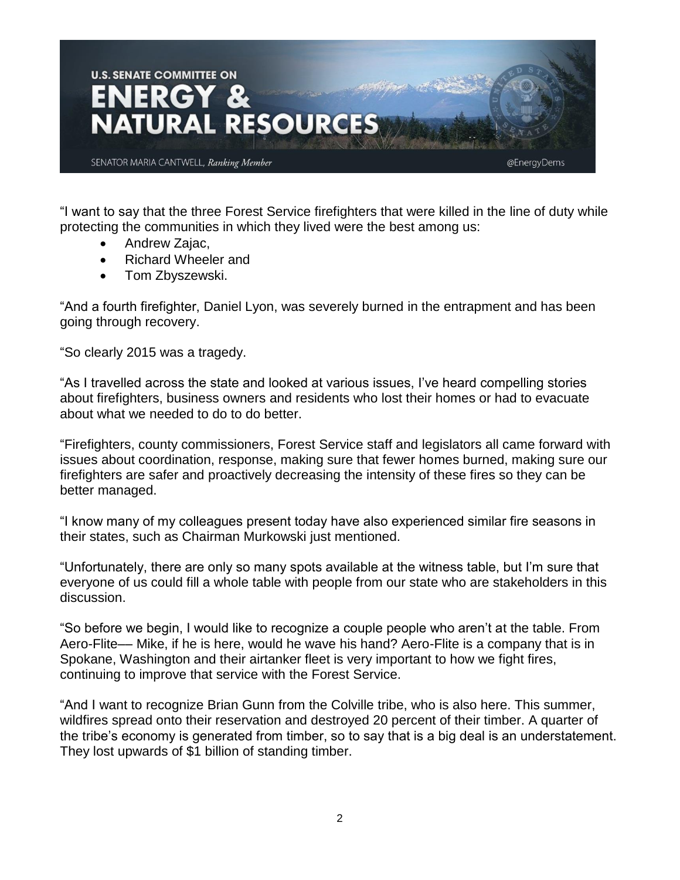“I want to say that the three Forest Service firefighters that were killed in the line of duty while protecting the communities in which they lived were the best among us:

- Andrew Zajac,
- Richard Wheeler and
- Tom Zbyszewski.

“And a fourth firefighter, Daniel Lyon, was severely burned in the entrapment and has been going through recovery.

“So clearly 2015 was a tragedy.

“As I travelled across the state and looked at various issues, I’ve heard compelling stories about firefighters, business owners and residents who lost their homes or had to evacuate about what we needed to do to do better.

“Firefighters, county commissioners, Forest Service staff and legislators all came forward with issues about coordination, response, making sure that fewer homes burned, making sure our firefighters are safer and proactively decreasing the intensity of these fires so they can be better managed.

“I know many of my colleagues present today have also experienced similar fire seasons in their states, such as Chairman Murkowski just mentioned.

“Unfortunately, there are only so many spots available at the witness table, but I’m sure that everyone of us could fill a whole table with people from our state who are stakeholders in this discussion.

“So before we begin, I would like to recognize a couple people who aren’t at the table. From Aero-Flite—- Mike, if he is here, would he wave his hand? Aero-Flite is a company that is in Spokane, Washington and their airtanker fleet is very important to how we fight fires, continuing to improve that service with the Forest Service.

“And I want to recognize Brian Gunn from the Colville tribe, who is also here. This summer, wildfires spread onto their reservation and destroyed 20 percent of their timber. A quarter of the tribe’s economy is generated from timber, so to say that is a big deal is an understatement. They lost upwards of $1 billion of standing timber.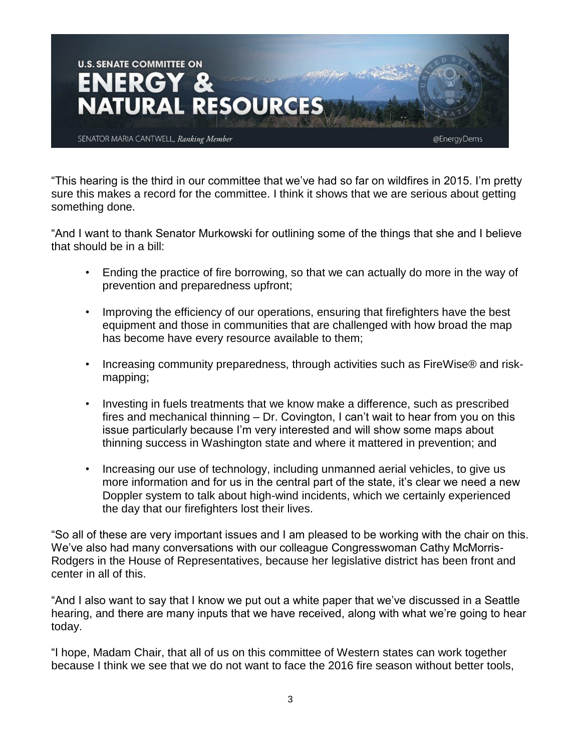"This hearing is the third in our committee that we've had so far on wildfires in 2015. I'm pretty sure this makes a record for the committee. I think it shows that we are serious about getting something done.

"And I want to thank Senator Murkowski for outlining some of the things that she and I believe that should be in a bill:

- Ending the practice of fire borrowing, so that we can actually do more in the way of prevention and preparedness upfront;
- Improving the efficiency of our operations, ensuring that firefighters have the best equipment and those in communities that are challenged with how broad the map has become have every resource available to them;
- Increasing community preparedness, through activities such as FireWise® and risk-mapping;
- Investing in fuels treatments that we know make a difference, such as prescribed fires and mechanical thinning – Dr. Covington, I can't wait to hear from you on this issue particularly because I'm very interested and will show some maps about thinning success in Washington state and where it mattered in prevention; and
- Increasing our use of technology, including unmanned aerial vehicles, to give us more information and for us in the central part of the state, it's clear we need a new Doppler system to talk about high-wind incidents, which we certainly experienced the day that our firefighters lost their lives.

"So all of these are very important issues and I am pleased to be working with the chair on this. We've also had many conversations with our colleague Congresswoman Cathy McMorris-Rodgers in the House of Representatives, because her legislative district has been front and center in all of this.

"And I also want to say that I know we put out a white paper that we've discussed in a Seattle hearing, and there are many inputs that we have received, along with what we're going to hear today.

"I hope, Madam Chair, that all of us on this committee of Western states can work together because I think we see that we do not want to face the 2016 fire season without better tools,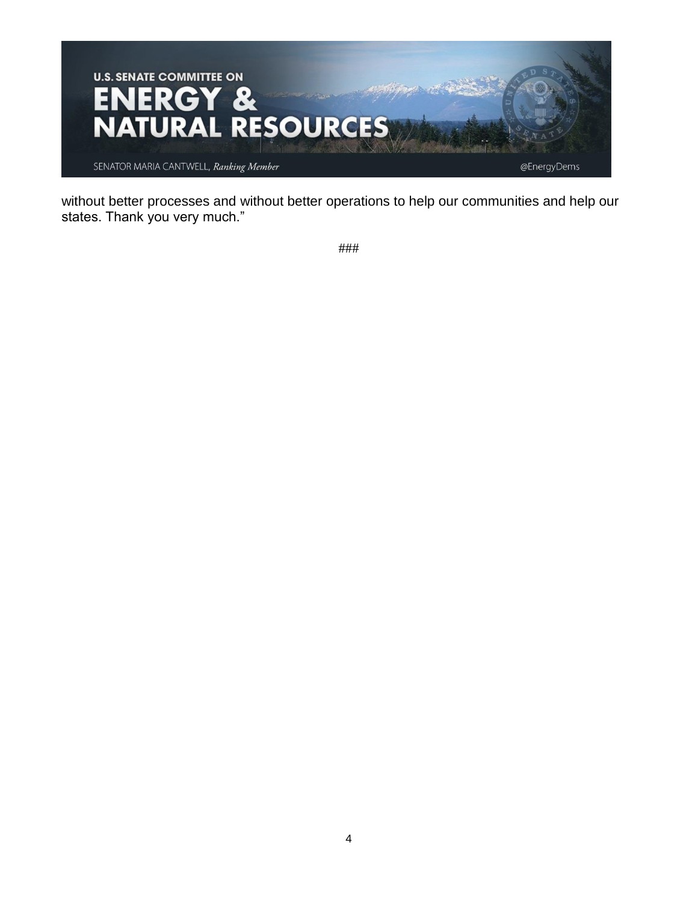without better processes and without better operations to help our communities and help our states. Thank you very much.”

###